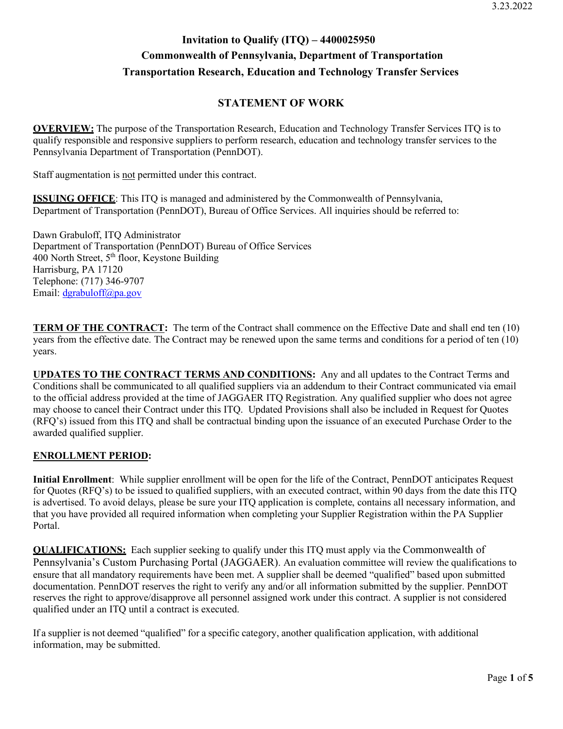3.23.2022

# Invitation to Qualify (ITQ) – 4400025950
# Commonwealth of Pennsylvania, Department of Transportation
# Transportation Research, Education and Technology Transfer Services

## STATEMENT OF WORK

**OVERVIEW:** The purpose of the Transportation Research, Education and Technology Transfer Services ITQ is to qualify responsible and responsive suppliers to perform research, education and technology transfer services to the Pennsylvania Department of Transportation (PennDOT).

Staff augmentation is not permitted under this contract.

**ISSUING OFFICE**: This ITQ is managed and administered by the Commonwealth of Pennsylvania, Department of Transportation (PennDOT), Bureau of Office Services. All inquiries should be referred to:

Dawn Grabuloff, ITQ Administrator
Department of Transportation (PennDOT) Bureau of Office Services
400 North Street, 5th floor, Keystone Building
Harrisburg, PA 17120
Telephone: (717) 346-9707
Email: dgrabuloff@pa.gov

**TERM OF THE CONTRACT:** The term of the Contract shall commence on the Effective Date and shall end ten (10) years from the effective date. The Contract may be renewed upon the same terms and conditions for a period of ten (10) years.

**UPDATES TO THE CONTRACT TERMS AND CONDITIONS:** Any and all updates to the Contract Terms and Conditions shall be communicated to all qualified suppliers via an addendum to their Contract communicated via email to the official address provided at the time of JAGGAER ITQ Registration. Any qualified supplier who does not agree may choose to cancel their Contract under this ITQ. Updated Provisions shall also be included in Request for Quotes (RFQ's) issued from this ITQ and shall be contractual binding upon the issuance of an executed Purchase Order to the awarded qualified supplier.

**ENROLLMENT PERIOD:**

**Initial Enrollment**: While supplier enrollment will be open for the life of the Contract, PennDOT anticipates Request for Quotes (RFQ's) to be issued to qualified suppliers, with an executed contract, within 90 days from the date this ITQ is advertised. To avoid delays, please be sure your ITQ application is complete, contains all necessary information, and that you have provided all required information when completing your Supplier Registration within the PA Supplier Portal.

**QUALIFICATIONS:** Each supplier seeking to qualify under this ITQ must apply via the Commonwealth of Pennsylvania's Custom Purchasing Portal (JAGGAER). An evaluation committee will review the qualifications to ensure that all mandatory requirements have been met. A supplier shall be deemed "qualified" based upon submitted documentation. PennDOT reserves the right to verify any and/or all information submitted by the supplier. PennDOT reserves the right to approve/disapprove all personnel assigned work under this contract. A supplier is not considered qualified under an ITQ until a contract is executed.

If a supplier is not deemed "qualified" for a specific category, another qualification application, with additional information, may be submitted.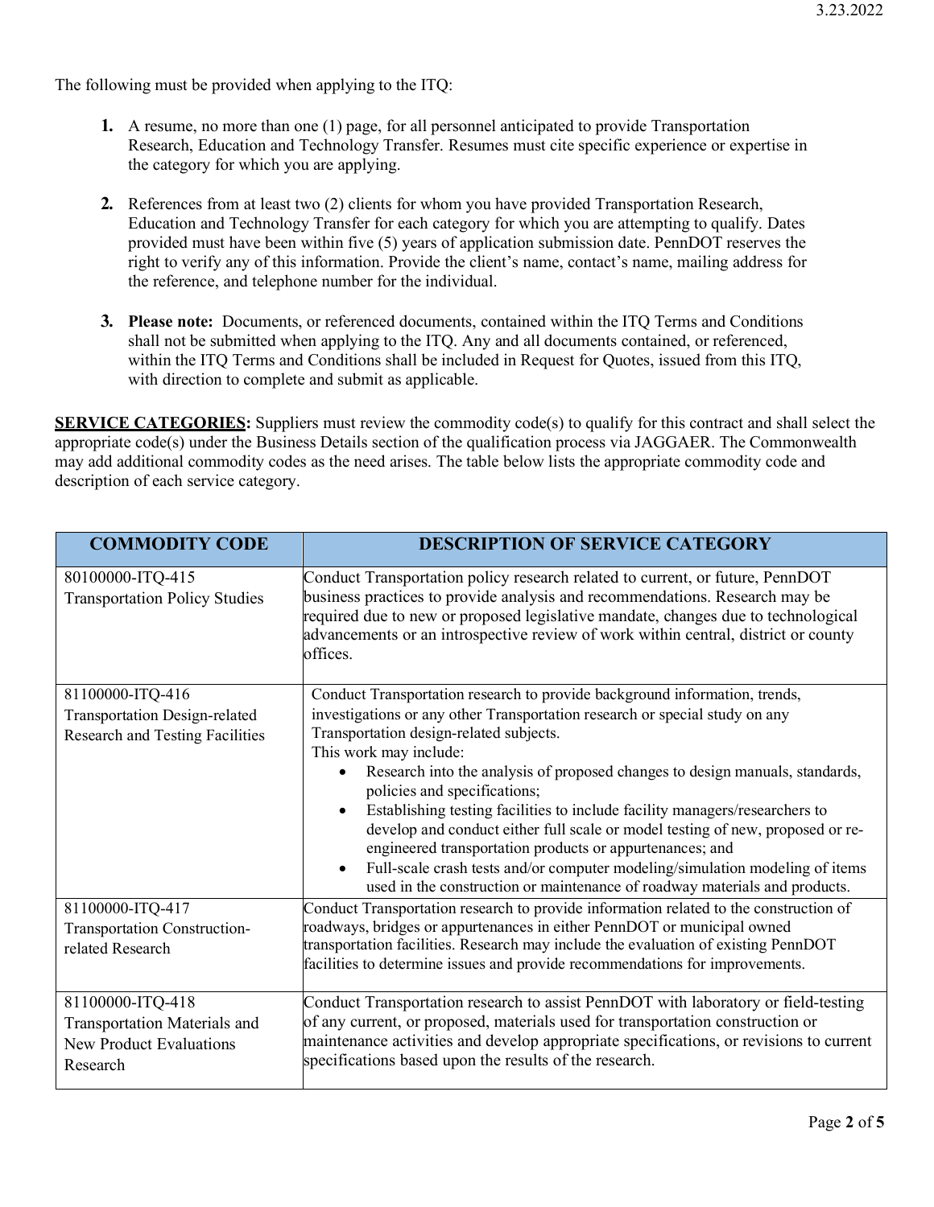The following must be provided when applying to the ITQ:

1. A resume, no more than one (1) page, for all personnel anticipated to provide Transportation Research, Education and Technology Transfer. Resumes must cite specific experience or expertise in the category for which you are applying.

2. References from at least two (2) clients for whom you have provided Transportation Research, Education and Technology Transfer for each category for which you are attempting to qualify. Dates provided must have been within five (5) years of application submission date. PennDOT reserves the right to verify any of this information. Provide the client's name, contact's name, mailing address for the reference, and telephone number for the individual.

3. **Please note:** Documents, or referenced documents, contained within the ITQ Terms and Conditions shall not be submitted when applying to the ITQ. Any and all documents contained, or referenced, within the ITQ Terms and Conditions shall be included in Request for Quotes, issued from this ITQ, with direction to complete and submit as applicable.

**SERVICE CATEGORIES:** Suppliers must review the commodity code(s) to qualify for this contract and shall select the appropriate code(s) under the Business Details section of the qualification process via JAGGAER. The Commonwealth may add additional commodity codes as the need arises. The table below lists the appropriate commodity code and description of each service category.

| COMMODITY CODE | DESCRIPTION OF SERVICE CATEGORY |
|---|---|
| 80100000-ITQ-415<br>Transportation Policy Studies | Conduct Transportation policy research related to current, or future, PennDOT business practices to provide analysis and recommendations. Research may be required due to new or proposed legislative mandate, changes due to technological advancements or an introspective review of work within central, district or county offices. |
| 81100000-ITQ-416<br>Transportation Design-related Research and Testing Facilities | Conduct Transportation research to provide background information, trends, investigations or any other Transportation research or special study on any Transportation design-related subjects.<br>This work may include:<br>• Research into the analysis of proposed changes to design manuals, standards, policies and specifications;<br>• Establishing testing facilities to include facility managers/researchers to develop and conduct either full scale or model testing of new, proposed or re-engineered transportation products or appurtenances; and<br>• Full-scale crash tests and/or computer modeling/simulation modeling of items used in the construction or maintenance of roadway materials and products. |
| 81100000-ITQ-417<br>Transportation Construction-related Research | Conduct Transportation research to provide information related to the construction of roadways, bridges or appurtenances in either PennDOT or municipal owned transportation facilities. Research may include the evaluation of existing PennDOT facilities to determine issues and provide recommendations for improvements. |
| 81100000-ITQ-418<br>Transportation Materials and New Product Evaluations Research | Conduct Transportation research to assist PennDOT with laboratory or field-testing of any current, or proposed, materials used for transportation construction or maintenance activities and develop appropriate specifications, or revisions to current specifications based upon the results of the research. |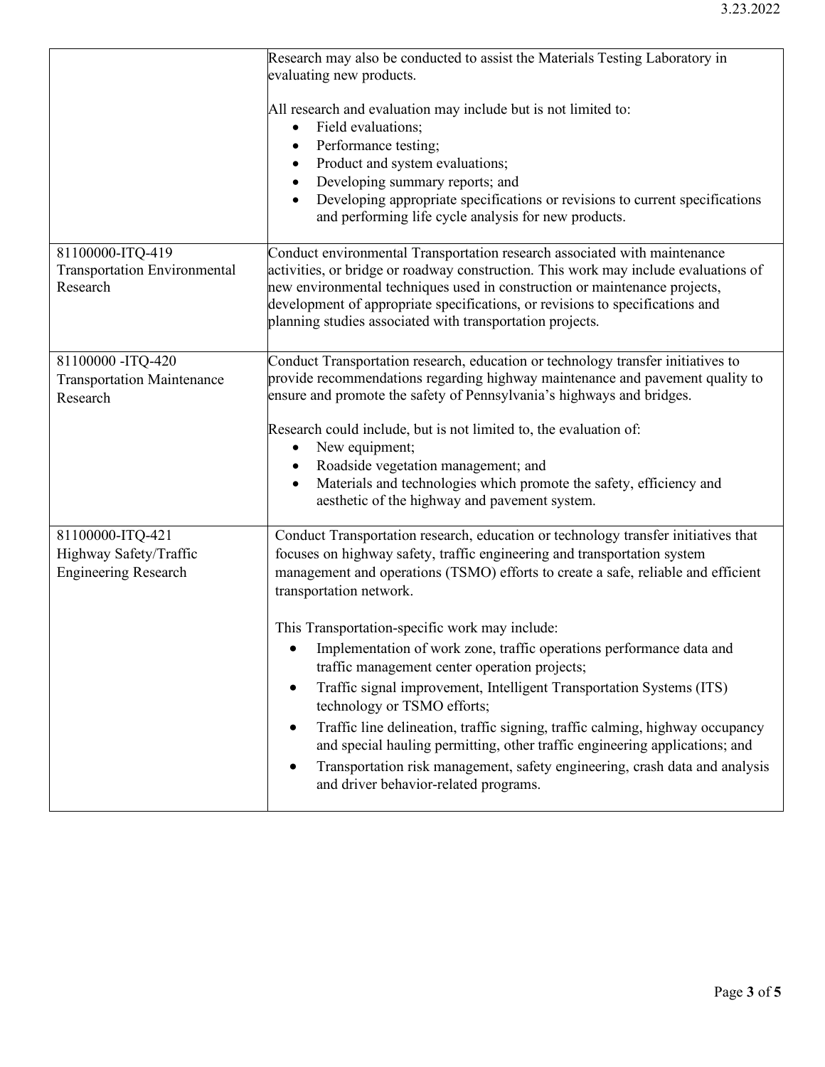| | |
|---|---|
| | Research may also be conducted to assist the Materials Testing Laboratory in evaluating new products.<br><br>All research and evaluation may include but is not limited to:<br>• Field evaluations;<br>• Performance testing;<br>• Product and system evaluations;<br>• Developing summary reports; and<br>• Developing appropriate specifications or revisions to current specifications and performing life cycle analysis for new products. |
| 81100000-ITQ-419<br>Transportation Environmental Research | Conduct environmental Transportation research associated with maintenance activities, or bridge or roadway construction. This work may include evaluations of new environmental techniques used in construction or maintenance projects, development of appropriate specifications, or revisions to specifications and planning studies associated with transportation projects. |
| 81100000 -ITQ-420<br>Transportation Maintenance Research | Conduct Transportation research, education or technology transfer initiatives to provide recommendations regarding highway maintenance and pavement quality to ensure and promote the safety of Pennsylvania's highways and bridges.<br><br>Research could include, but is not limited to, the evaluation of:<br>• New equipment;<br>• Roadside vegetation management; and<br>• Materials and technologies which promote the safety, efficiency and aesthetic of the highway and pavement system. |
| 81100000-ITQ-421<br>Highway Safety/Traffic Engineering Research | Conduct Transportation research, education or technology transfer initiatives that focuses on highway safety, traffic engineering and transportation system management and operations (TSMO) efforts to create a safe, reliable and efficient transportation network.<br><br>This Transportation-specific work may include:<br>• Implementation of work zone, traffic operations performance data and traffic management center operation projects;<br>• Traffic signal improvement, Intelligent Transportation Systems (ITS) technology or TSMO efforts;<br>• Traffic line delineation, traffic signing, traffic calming, highway occupancy and special hauling permitting, other traffic engineering applications; and<br>• Transportation risk management, safety engineering, crash data and analysis and driver behavior-related programs. |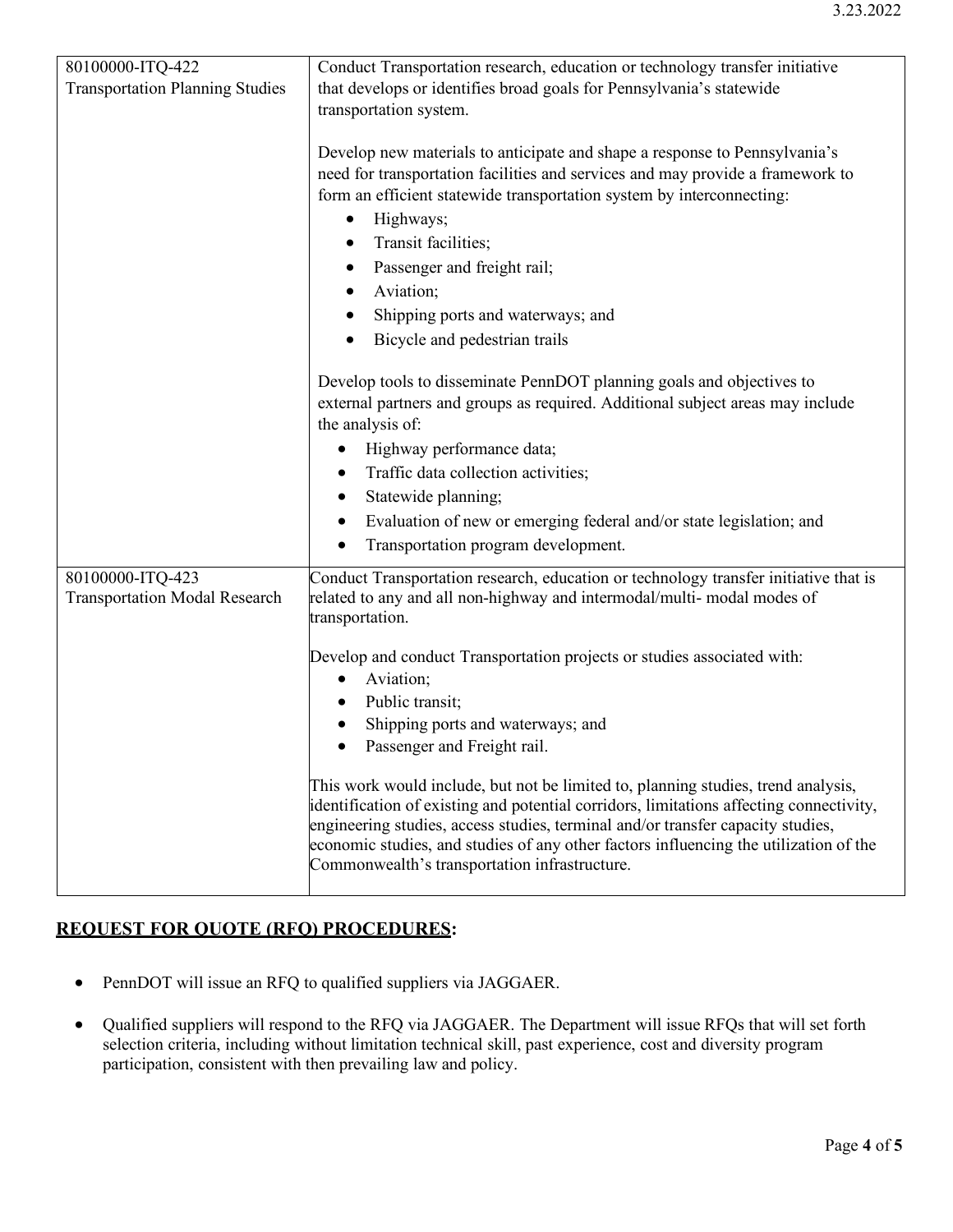| | |
|---|---|
| 80100000-ITQ-422<br>Transportation Planning Studies | Conduct Transportation research, education or technology transfer initiative that develops or identifies broad goals for Pennsylvania's statewide transportation system.<br><br>Develop new materials to anticipate and shape a response to Pennsylvania's need for transportation facilities and services and may provide a framework to form an efficient statewide transportation system by interconnecting:<br>• Highways;<br>• Transit facilities;<br>• Passenger and freight rail;<br>• Aviation;<br>• Shipping ports and waterways; and<br>• Bicycle and pedestrian trails<br><br>Develop tools to disseminate PennDOT planning goals and objectives to external partners and groups as required. Additional subject areas may include the analysis of:<br>• Highway performance data;<br>• Traffic data collection activities;<br>• Statewide planning;<br>• Evaluation of new or emerging federal and/or state legislation; and<br>• Transportation program development. |
| 80100000-ITQ-423<br>Transportation Modal Research | Conduct Transportation research, education or technology transfer initiative that is related to any and all non-highway and intermodal/multi- modal modes of transportation.<br><br>Develop and conduct Transportation projects or studies associated with:<br>• Aviation;<br>• Public transit;<br>• Shipping ports and waterways; and<br>• Passenger and Freight rail.<br><br>This work would include, but not be limited to, planning studies, trend analysis, identification of existing and potential corridors, limitations affecting connectivity, engineering studies, access studies, terminal and/or transfer capacity studies, economic studies, and studies of any other factors influencing the utilization of the Commonwealth's transportation infrastructure. |

## REQUEST FOR QUOTE (RFQ) PROCEDURES:

- PennDOT will issue an RFQ to qualified suppliers via JAGGAER.
- Qualified suppliers will respond to the RFQ via JAGGAER. The Department will issue RFQs that will set forth selection criteria, including without limitation technical skill, past experience, cost and diversity program participation, consistent with then prevailing law and policy.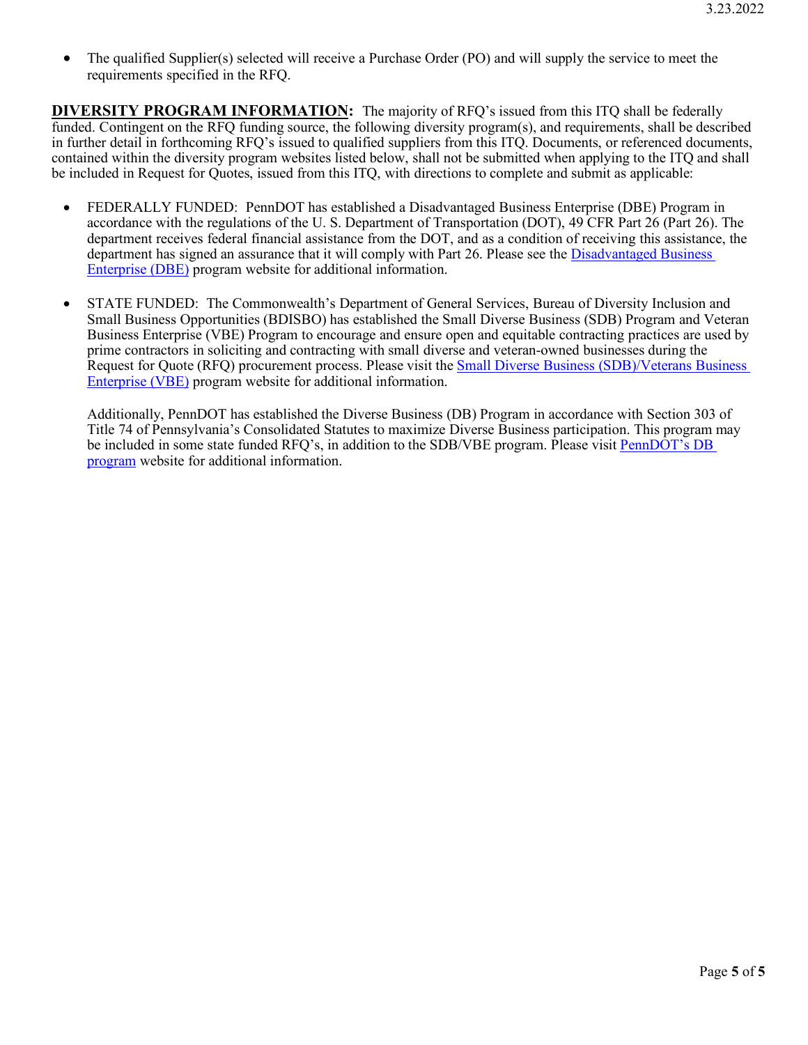- The qualified Supplier(s) selected will receive a Purchase Order (PO) and will supply the service to meet the requirements specified in the RFQ.

**DIVERSITY PROGRAM INFORMATION:** The majority of RFQ's issued from this ITQ shall be federally funded. Contingent on the RFQ funding source, the following diversity program(s), and requirements, shall be described in further detail in forthcoming RFQ's issued to qualified suppliers from this ITQ. Documents, or referenced documents, contained within the diversity program websites listed below, shall not be submitted when applying to the ITQ and shall be included in Request for Quotes, issued from this ITQ, with directions to complete and submit as applicable:

- FEDERALLY FUNDED: PennDOT has established a Disadvantaged Business Enterprise (DBE) Program in accordance with the regulations of the U. S. Department of Transportation (DOT), 49 CFR Part 26 (Part 26). The department receives federal financial assistance from the DOT, and as a condition of receiving this assistance, the department has signed an assurance that it will comply with Part 26. Please see the Disadvantaged Business Enterprise (DBE) program website for additional information.

- STATE FUNDED: The Commonwealth's Department of General Services, Bureau of Diversity Inclusion and Small Business Opportunities (BDISBO) has established the Small Diverse Business (SDB) Program and Veteran Business Enterprise (VBE) Program to encourage and ensure open and equitable contracting practices are used by prime contractors in soliciting and contracting with small diverse and veteran-owned businesses during the Request for Quote (RFQ) procurement process. Please visit the Small Diverse Business (SDB)/Veterans Business Enterprise (VBE) program website for additional information.

  Additionally, PennDOT has established the Diverse Business (DB) Program in accordance with Section 303 of Title 74 of Pennsylvania's Consolidated Statutes to maximize Diverse Business participation. This program may be included in some state funded RFQ's, in addition to the SDB/VBE program. Please visit PennDOT's DB program website for additional information.